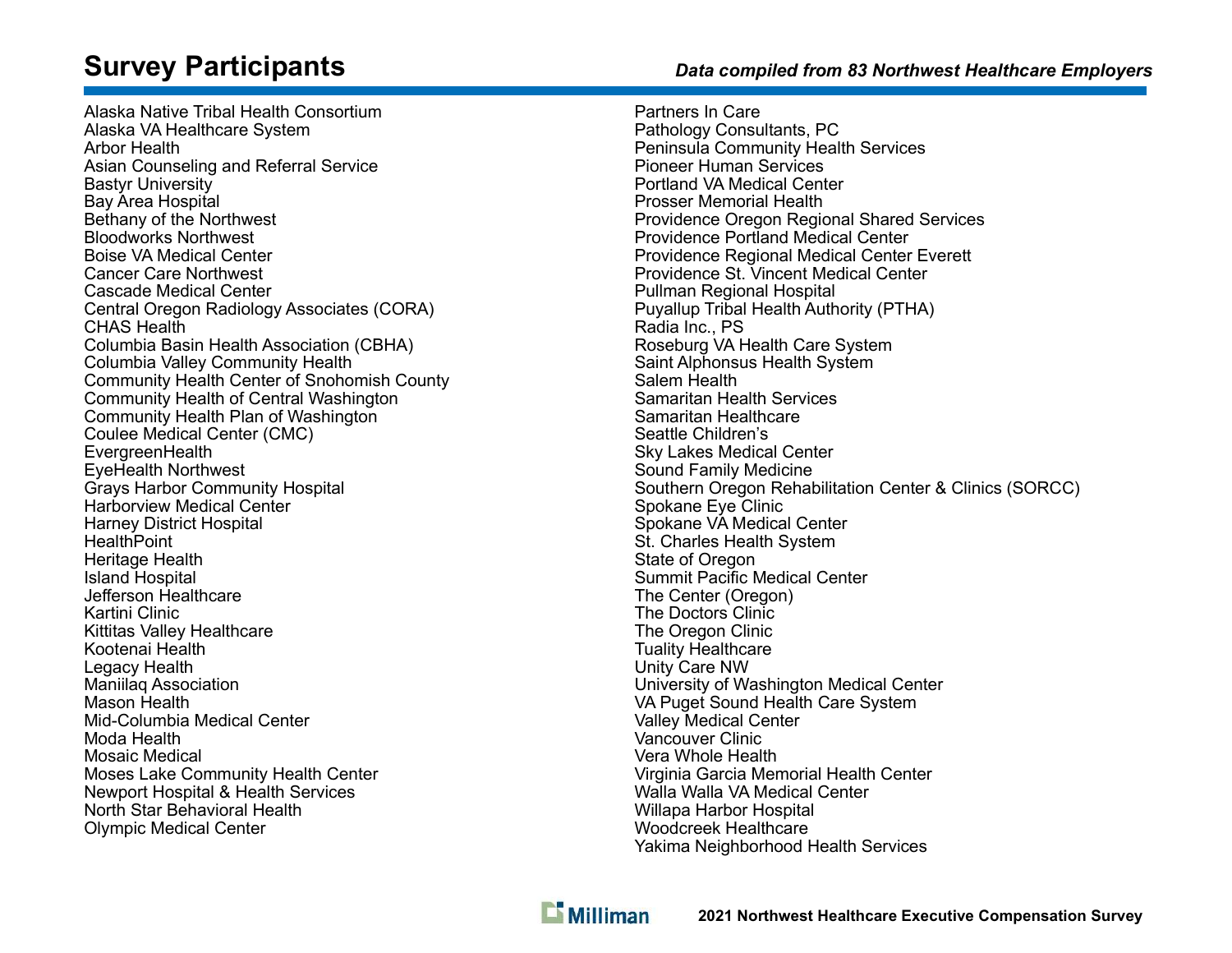# Survey Participants

***Data compiled from 83 Northwest Healthcare Employers***

Alaska Native Tribal Health Consortium
Alaska VA Healthcare System
Arbor Health
Asian Counseling and Referral Service
Bastyr University
Bay Area Hospital
Bethany of the Northwest
Bloodworks Northwest
Boise VA Medical Center
Cancer Care Northwest
Cascade Medical Center
Central Oregon Radiology Associates (CORA)
CHAS Health
Columbia Basin Health Association (CBHA)
Columbia Valley Community Health
Community Health Center of Snohomish County
Community Health of Central Washington
Community Health Plan of Washington
Coulee Medical Center (CMC)
EvergreenHealth
EyeHealth Northwest
Grays Harbor Community Hospital
Harborview Medical Center
Harney District Hospital
HealthPoint
Heritage Health
Island Hospital
Jefferson Healthcare
Kartini Clinic
Kittitas Valley Healthcare
Kootenai Health
Legacy Health
Maniilaq Association
Mason Health
Mid-Columbia Medical Center
Moda Health
Mosaic Medical
Moses Lake Community Health Center
Newport Hospital & Health Services
North Star Behavioral Health
Olympic Medical Center
Partners In Care
Pathology Consultants, PC
Peninsula Community Health Services
Pioneer Human Services
Portland VA Medical Center
Prosser Memorial Health
Providence Oregon Regional Shared Services
Providence Portland Medical Center
Providence Regional Medical Center Everett
Providence St. Vincent Medical Center
Pullman Regional Hospital
Puyallup Tribal Health Authority (PTHA)
Radia Inc., PS
Roseburg VA Health Care System
Saint Alphonsus Health System
Salem Health
Samaritan Health Services
Samaritan Healthcare
Seattle Children's
Sky Lakes Medical Center
Sound Family Medicine
Southern Oregon Rehabilitation Center & Clinics (SORCC)
Spokane Eye Clinic
Spokane VA Medical Center
St. Charles Health System
State of Oregon
Summit Pacific Medical Center
The Center (Oregon)
The Doctors Clinic
The Oregon Clinic
Tuality Healthcare
Unity Care NW
University of Washington Medical Center
VA Puget Sound Health Care System
Valley Medical Center
Vancouver Clinic
Vera Whole Health
Virginia Garcia Memorial Health Center
Walla Walla VA Medical Center
Willapa Harbor Hospital
Woodcreek Healthcare
Yakima Neighborhood Health Services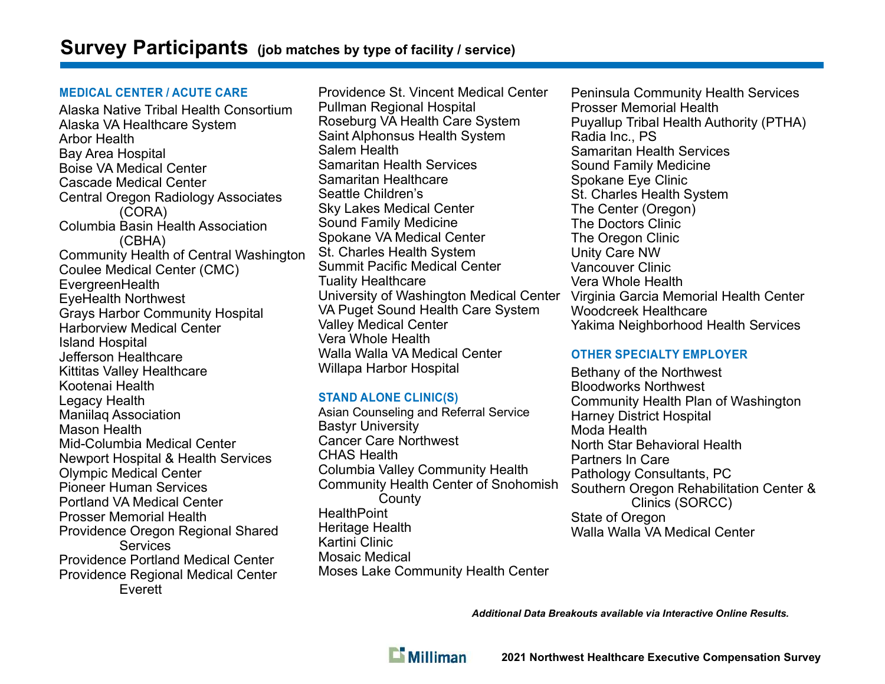# Survey Participants (job matches by type of facility / service)

### MEDICAL CENTER / ACUTE CARE

- Alaska Native Tribal Health Consortium
- Alaska VA Healthcare System
- Arbor Health
- Bay Area Hospital
- Boise VA Medical Center
- Cascade Medical Center
- Central Oregon Radiology Associates (CORA)
- Columbia Basin Health Association (CBHA)
- Community Health of Central Washington
- Coulee Medical Center (CMC)
- EvergreenHealth
- EyeHealth Northwest
- Grays Harbor Community Hospital
- Harborview Medical Center
- Island Hospital
- Jefferson Healthcare
- Kittitas Valley Healthcare
- Kootenai Health
- Legacy Health
- Maniilaq Association
- Mason Health
- Mid-Columbia Medical Center
- Newport Hospital & Health Services
- Olympic Medical Center
- Pioneer Human Services
- Portland VA Medical Center
- Prosser Memorial Health
- Providence Oregon Regional Shared Services
- Providence Portland Medical Center
- Providence Regional Medical Center Everett
- Providence St. Vincent Medical Center
- Pullman Regional Hospital
- Roseburg VA Health Care System
- Saint Alphonsus Health System
- Salem Health
- Samaritan Health Services
- Samaritan Healthcare
- Seattle Children's
- Sky Lakes Medical Center
- Sound Family Medicine
- Spokane VA Medical Center
- St. Charles Health System
- Summit Pacific Medical Center
- Tuality Healthcare
- University of Washington Medical Center
- VA Puget Sound Health Care System
- Valley Medical Center
- Vera Whole Health
- Walla Walla VA Medical Center
- Willapa Harbor Hospital

### STAND ALONE CLINIC(S)

- Asian Counseling and Referral Service
- Bastyr University
- Cancer Care Northwest
- CHAS Health
- Columbia Valley Community Health
- Community Health Center of Snohomish County
- HealthPoint
- Heritage Health
- Kartini Clinic
- Mosaic Medical
- Moses Lake Community Health Center
- Peninsula Community Health Services
- Prosser Memorial Health
- Puyallup Tribal Health Authority (PTHA)
- Radia Inc., PS
- Samaritan Health Services
- Sound Family Medicine
- Spokane Eye Clinic
- St. Charles Health System
- The Center (Oregon)
- The Doctors Clinic
- The Oregon Clinic
- Unity Care NW
- Vancouver Clinic
- Vera Whole Health
- Virginia Garcia Memorial Health Center
- Woodcreek Healthcare
- Yakima Neighborhood Health Services

### OTHER SPECIALTY EMPLOYER

- Bethany of the Northwest
- Bloodworks Northwest
- Community Health Plan of Washington
- Harney District Hospital
- Moda Health
- North Star Behavioral Health
- Partners In Care
- Pathology Consultants, PC
- Southern Oregon Rehabilitation Center & Clinics (SORCC)
- State of Oregon
- Walla Walla VA Medical Center

***Additional Data Breakouts available via Interactive Online Results.***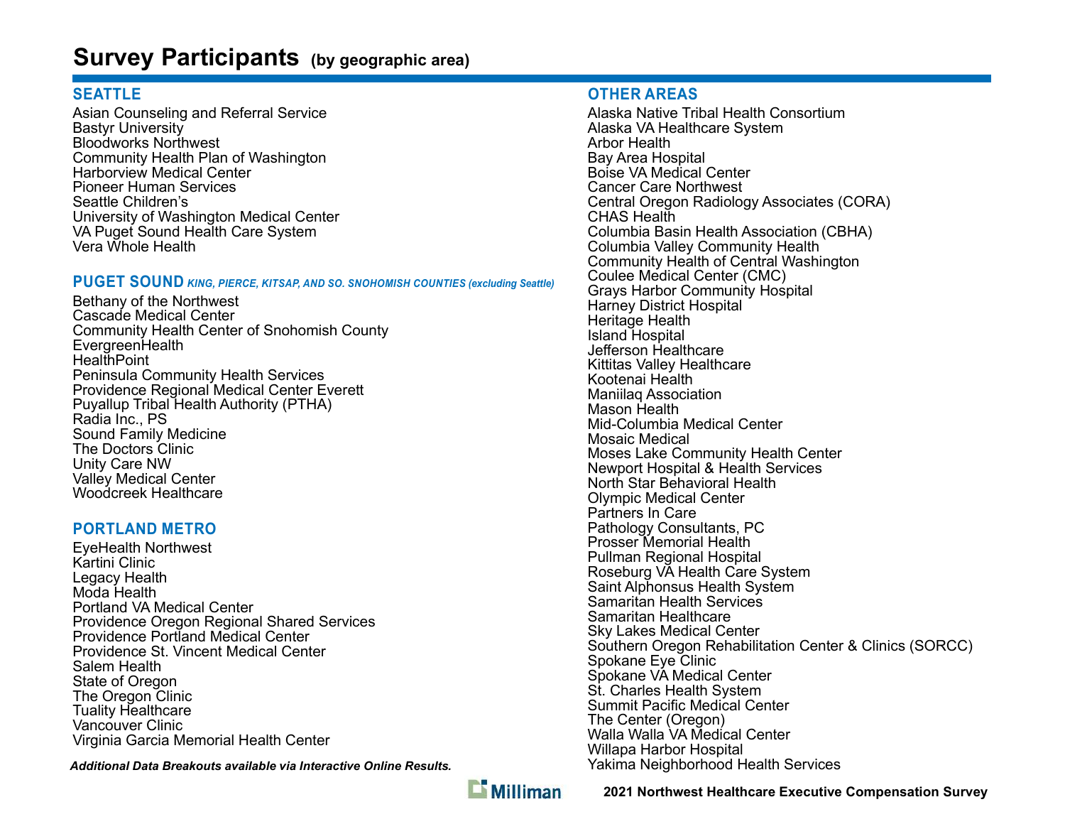# Survey Participants (by geographic area)

## SEATTLE

Asian Counseling and Referral Service
Bastyr University
Bloodworks Northwest
Community Health Plan of Washington
Harborview Medical Center
Pioneer Human Services
Seattle Children's
University of Washington Medical Center
VA Puget Sound Health Care System
Vera Whole Health

## PUGET SOUND *KING, PIERCE, KITSAP, AND SO. SNOHOMISH COUNTIES (excluding Seattle)*

Bethany of the Northwest
Cascade Medical Center
Community Health Center of Snohomish County
EvergreenHealth
HealthPoint
Peninsula Community Health Services
Providence Regional Medical Center Everett
Puyallup Tribal Health Authority (PTHA)
Radia Inc., PS
Sound Family Medicine
The Doctors Clinic
Unity Care NW
Valley Medical Center
Woodcreek Healthcare

## PORTLAND METRO

EyeHealth Northwest
Kartini Clinic
Legacy Health
Moda Health
Portland VA Medical Center
Providence Oregon Regional Shared Services
Providence Portland Medical Center
Providence St. Vincent Medical Center
Salem Health
State of Oregon
The Oregon Clinic
Tuality Healthcare
Vancouver Clinic
Virginia Garcia Memorial Health Center

***Additional Data Breakouts available via Interactive Online Results.***

## OTHER AREAS

Alaska Native Tribal Health Consortium
Alaska VA Healthcare System
Arbor Health
Bay Area Hospital
Boise VA Medical Center
Cancer Care Northwest
Central Oregon Radiology Associates (CORA)
CHAS Health
Columbia Basin Health Association (CBHA)
Columbia Valley Community Health
Community Health of Central Washington
Coulee Medical Center (CMC)
Grays Harbor Community Hospital
Harney District Hospital
Heritage Health
Island Hospital
Jefferson Healthcare
Kittitas Valley Healthcare
Kootenai Health
Maniilaq Association
Mason Health
Mid-Columbia Medical Center
Mosaic Medical
Moses Lake Community Health Center
Newport Hospital & Health Services
North Star Behavioral Health
Olympic Medical Center
Partners In Care
Pathology Consultants, PC
Prosser Memorial Health
Pullman Regional Hospital
Roseburg VA Health Care System
Saint Alphonsus Health System
Samaritan Health Services
Samaritan Healthcare
Sky Lakes Medical Center
Southern Oregon Rehabilitation Center & Clinics (SORCC)
Spokane Eye Clinic
Spokane VA Medical Center
St. Charles Health System
Summit Pacific Medical Center
The Center (Oregon)
Walla Walla VA Medical Center
Willapa Harbor Hospital
Yakima Neighborhood Health Services